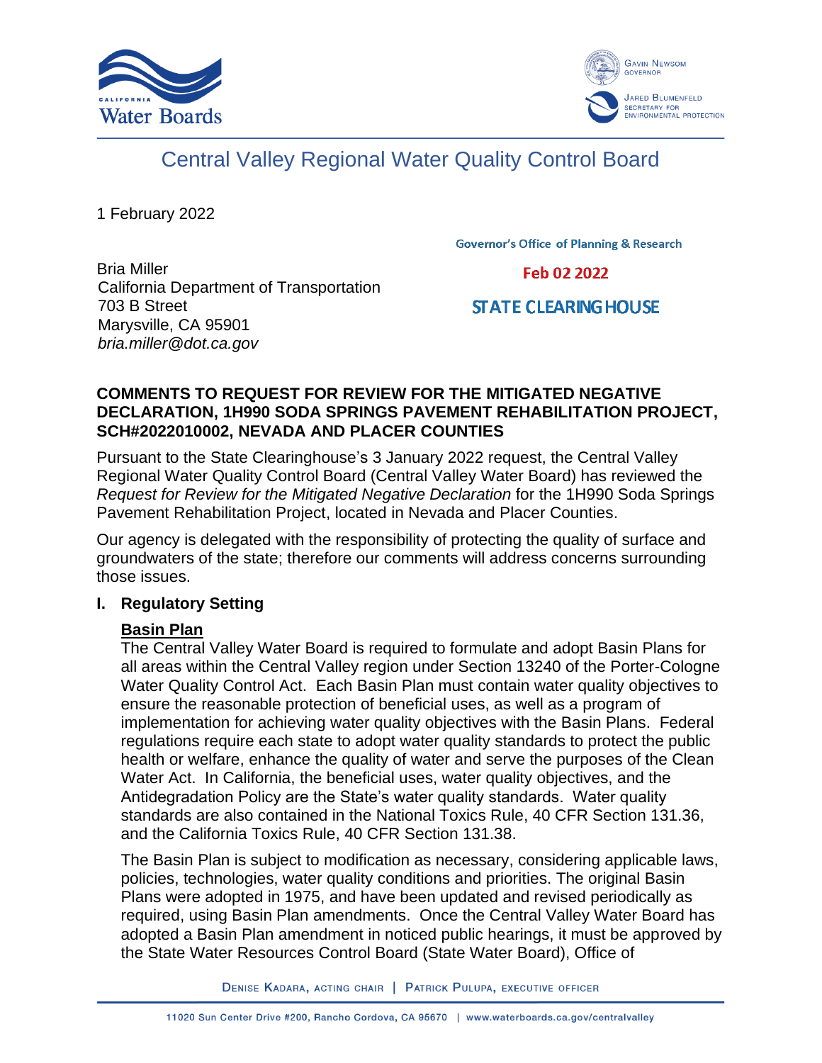# Central Valley Regional Water Quality Control Board

1 February 2022

Governor's Office of Planning & Research

Feb 02 2022

STATE CLEARING HOUSE

Bria Miller
California Department of Transportation
703 B Street
Marysville, CA 95901
*bria.miller@dot.ca.gov*

**COMMENTS TO REQUEST FOR REVIEW FOR THE MITIGATED NEGATIVE DECLARATION, 1H990 SODA SPRINGS PAVEMENT REHABILITATION PROJECT, SCH#2022010002, NEVADA AND PLACER COUNTIES**

Pursuant to the State Clearinghouse's 3 January 2022 request, the Central Valley Regional Water Quality Control Board (Central Valley Water Board) has reviewed the *Request for Review for the Mitigated Negative Declaration* for the 1H990 Soda Springs Pavement Rehabilitation Project, located in Nevada and Placer Counties.

Our agency is delegated with the responsibility of protecting the quality of surface and groundwaters of the state; therefore our comments will address concerns surrounding those issues.

## I. Regulatory Setting

**Basin Plan**

The Central Valley Water Board is required to formulate and adopt Basin Plans for all areas within the Central Valley region under Section 13240 of the Porter-Cologne Water Quality Control Act. Each Basin Plan must contain water quality objectives to ensure the reasonable protection of beneficial uses, as well as a program of implementation for achieving water quality objectives with the Basin Plans. Federal regulations require each state to adopt water quality standards to protect the public health or welfare, enhance the quality of water and serve the purposes of the Clean Water Act. In California, the beneficial uses, water quality objectives, and the Antidegradation Policy are the State's water quality standards. Water quality standards are also contained in the National Toxics Rule, 40 CFR Section 131.36, and the California Toxics Rule, 40 CFR Section 131.38.

The Basin Plan is subject to modification as necessary, considering applicable laws, policies, technologies, water quality conditions and priorities. The original Basin Plans were adopted in 1975, and have been updated and revised periodically as required, using Basin Plan amendments. Once the Central Valley Water Board has adopted a Basin Plan amendment in noticed public hearings, it must be approved by the State Water Resources Control Board (State Water Board), Office of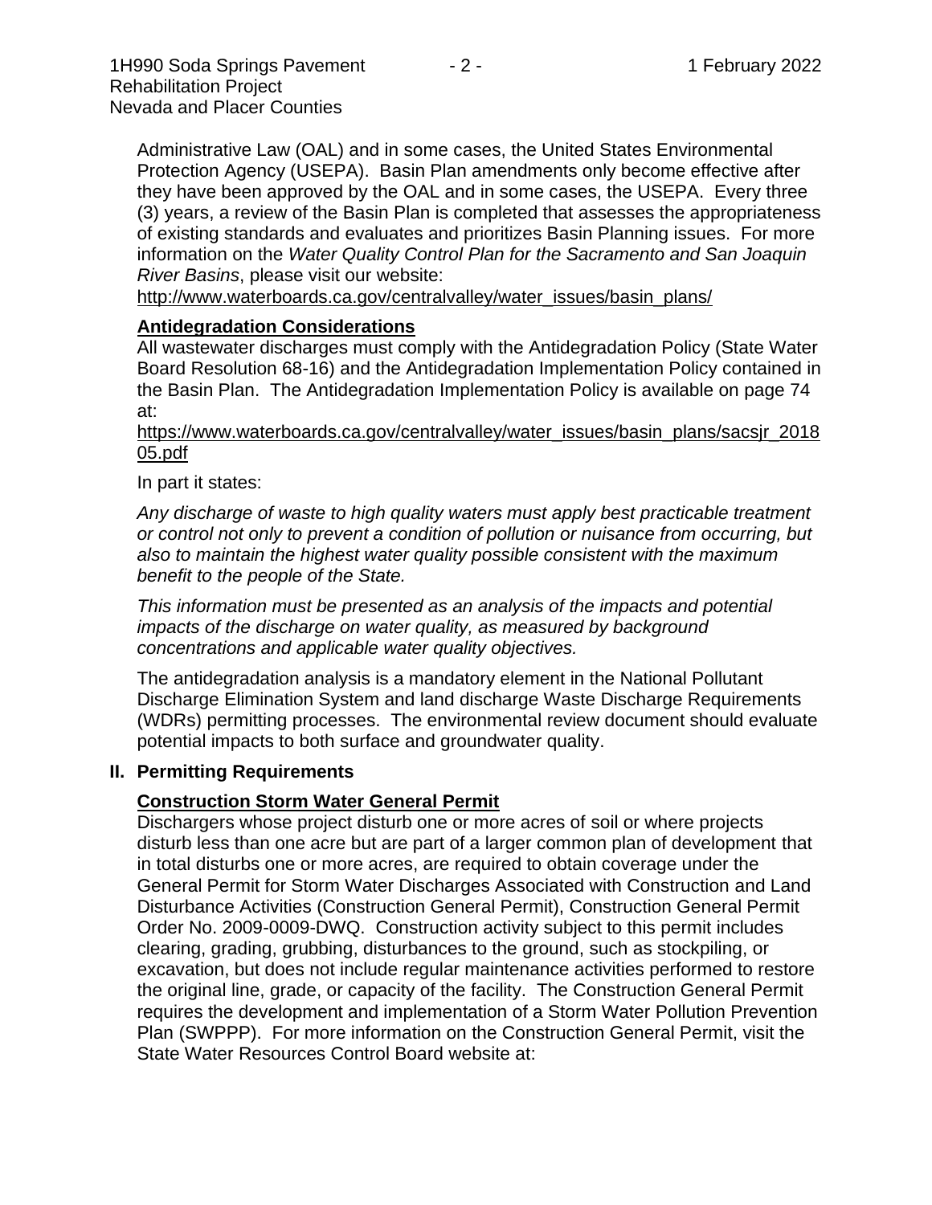Administrative Law (OAL) and in some cases, the United States Environmental Protection Agency (USEPA). Basin Plan amendments only become effective after they have been approved by the OAL and in some cases, the USEPA. Every three (3) years, a review of the Basin Plan is completed that assesses the appropriateness of existing standards and evaluates and prioritizes Basin Planning issues. For more information on the *Water Quality Control Plan for the Sacramento and San Joaquin River Basins*, please visit our website:
http://www.waterboards.ca.gov/centralvalley/water_issues/basin_plans/

### Antidegradation Considerations

All wastewater discharges must comply with the Antidegradation Policy (State Water Board Resolution 68-16) and the Antidegradation Implementation Policy contained in the Basin Plan. The Antidegradation Implementation Policy is available on page 74 at:
https://www.waterboards.ca.gov/centralvalley/water_issues/basin_plans/sacsjr_201805.pdf

In part it states:

*Any discharge of waste to high quality waters must apply best practicable treatment or control not only to prevent a condition of pollution or nuisance from occurring, but also to maintain the highest water quality possible consistent with the maximum benefit to the people of the State.*

*This information must be presented as an analysis of the impacts and potential impacts of the discharge on water quality, as measured by background concentrations and applicable water quality objectives.*

The antidegradation analysis is a mandatory element in the National Pollutant Discharge Elimination System and land discharge Waste Discharge Requirements (WDRs) permitting processes. The environmental review document should evaluate potential impacts to both surface and groundwater quality.

## II. Permitting Requirements

### Construction Storm Water General Permit

Dischargers whose project disturb one or more acres of soil or where projects disturb less than one acre but are part of a larger common plan of development that in total disturbs one or more acres, are required to obtain coverage under the General Permit for Storm Water Discharges Associated with Construction and Land Disturbance Activities (Construction General Permit), Construction General Permit Order No. 2009-0009-DWQ. Construction activity subject to this permit includes clearing, grading, grubbing, disturbances to the ground, such as stockpiling, or excavation, but does not include regular maintenance activities performed to restore the original line, grade, or capacity of the facility. The Construction General Permit requires the development and implementation of a Storm Water Pollution Prevention Plan (SWPPP). For more information on the Construction General Permit, visit the State Water Resources Control Board website at: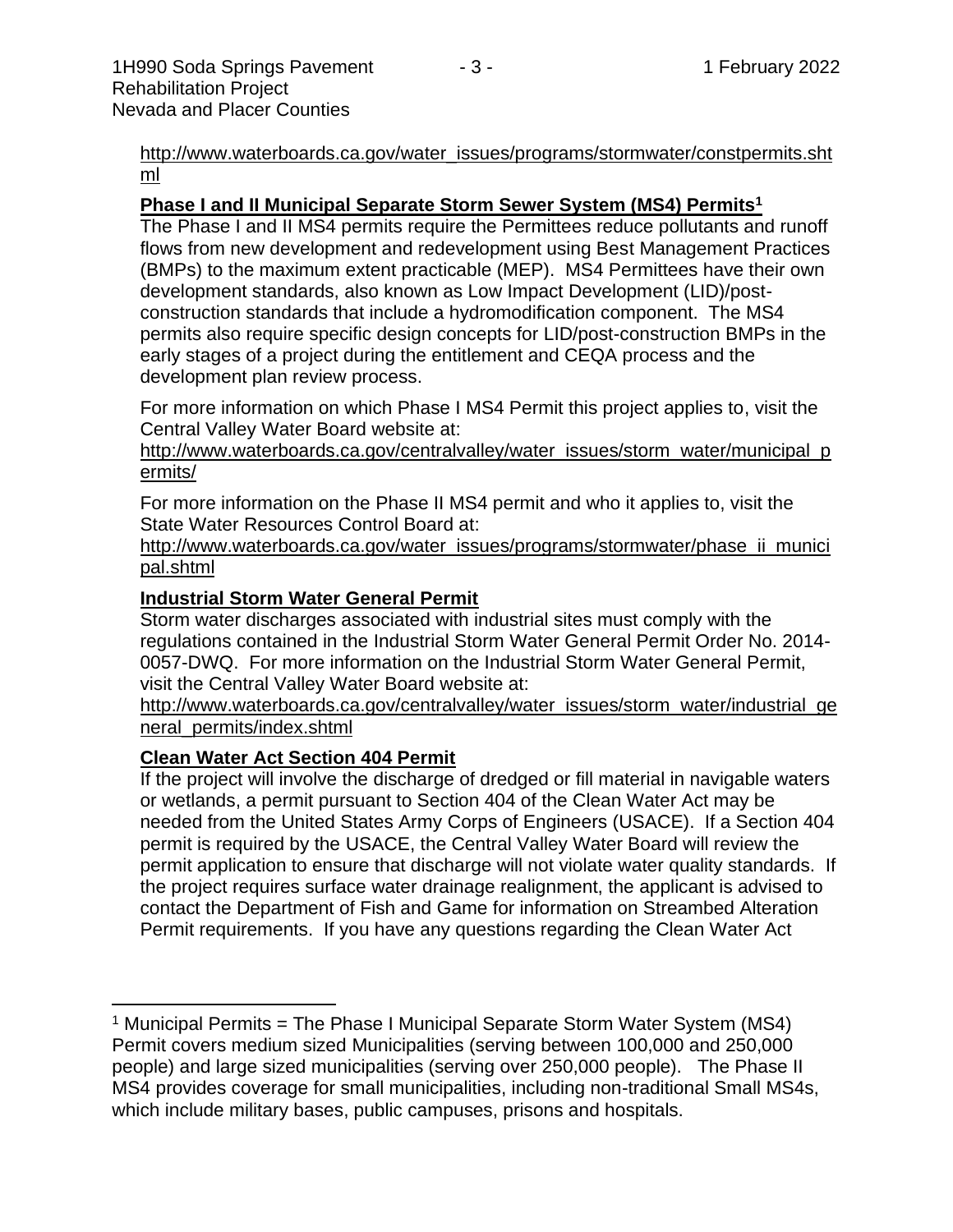http://www.waterboards.ca.gov/water_issues/programs/stormwater/constpermits.shtml

**Phase I and II Municipal Separate Storm Sewer System (MS4) Permits[1]**

The Phase I and II MS4 permits require the Permittees reduce pollutants and runoff flows from new development and redevelopment using Best Management Practices (BMPs) to the maximum extent practicable (MEP). MS4 Permittees have their own development standards, also known as Low Impact Development (LID)/post-construction standards that include a hydromodification component. The MS4 permits also require specific design concepts for LID/post-construction BMPs in the early stages of a project during the entitlement and CEQA process and the development plan review process.

For more information on which Phase I MS4 Permit this project applies to, visit the Central Valley Water Board website at:
http://www.waterboards.ca.gov/centralvalley/water_issues/storm_water/municipal_permits/

For more information on the Phase II MS4 permit and who it applies to, visit the State Water Resources Control Board at:
http://www.waterboards.ca.gov/water_issues/programs/stormwater/phase_ii_municipal.shtml

**Industrial Storm Water General Permit**

Storm water discharges associated with industrial sites must comply with the regulations contained in the Industrial Storm Water General Permit Order No. 2014-0057-DWQ. For more information on the Industrial Storm Water General Permit, visit the Central Valley Water Board website at:
http://www.waterboards.ca.gov/centralvalley/water_issues/storm_water/industrial_general_permits/index.shtml

**Clean Water Act Section 404 Permit**

If the project will involve the discharge of dredged or fill material in navigable waters or wetlands, a permit pursuant to Section 404 of the Clean Water Act may be needed from the United States Army Corps of Engineers (USACE). If a Section 404 permit is required by the USACE, the Central Valley Water Board will review the permit application to ensure that discharge will not violate water quality standards. If the project requires surface water drainage realignment, the applicant is advised to contact the Department of Fish and Game for information on Streambed Alteration Permit requirements. If you have any questions regarding the Clean Water Act

---

[1] Municipal Permits = The Phase I Municipal Separate Storm Water System (MS4) Permit covers medium sized Municipalities (serving between 100,000 and 250,000 people) and large sized municipalities (serving over 250,000 people). The Phase II MS4 provides coverage for small municipalities, including non-traditional Small MS4s, which include military bases, public campuses, prisons and hospitals.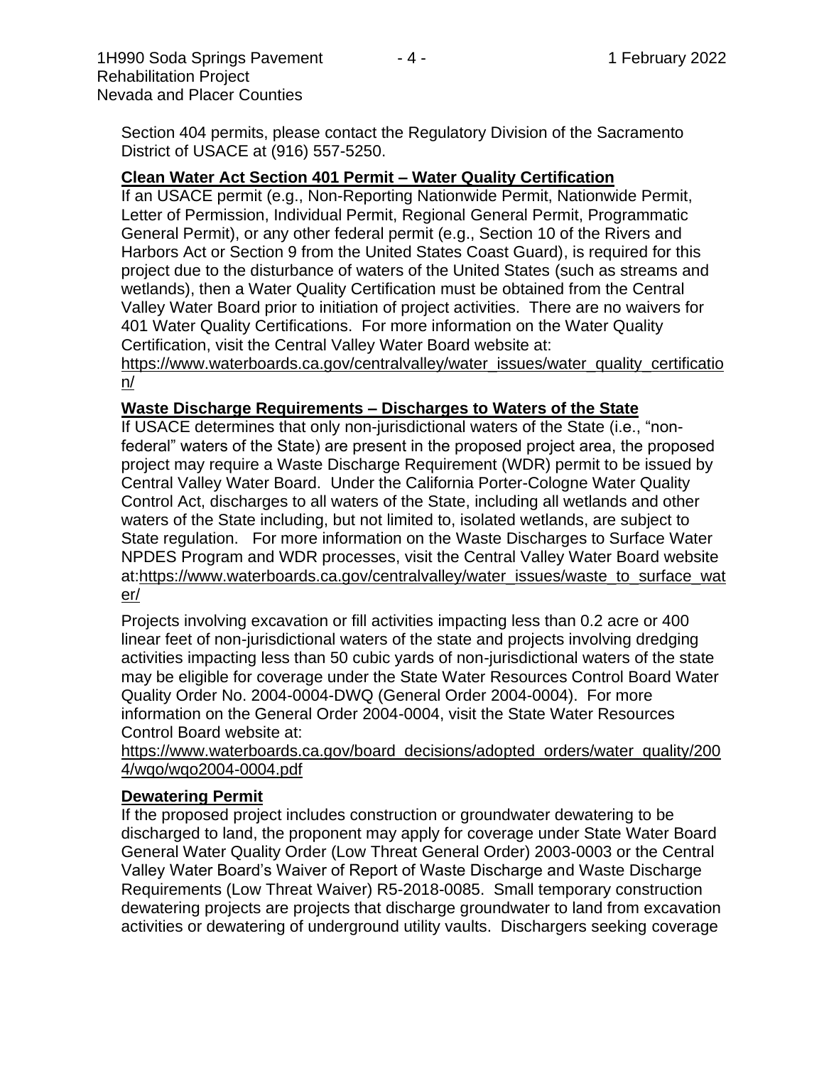Section 404 permits, please contact the Regulatory Division of the Sacramento District of USACE at (916) 557-5250.

**Clean Water Act Section 401 Permit – Water Quality Certification**

If an USACE permit (e.g., Non-Reporting Nationwide Permit, Nationwide Permit, Letter of Permission, Individual Permit, Regional General Permit, Programmatic General Permit), or any other federal permit (e.g., Section 10 of the Rivers and Harbors Act or Section 9 from the United States Coast Guard), is required for this project due to the disturbance of waters of the United States (such as streams and wetlands), then a Water Quality Certification must be obtained from the Central Valley Water Board prior to initiation of project activities. There are no waivers for 401 Water Quality Certifications. For more information on the Water Quality Certification, visit the Central Valley Water Board website at: https://www.waterboards.ca.gov/centralvalley/water_issues/water_quality_certification/

**Waste Discharge Requirements – Discharges to Waters of the State**

If USACE determines that only non-jurisdictional waters of the State (i.e., "non-federal" waters of the State) are present in the proposed project area, the proposed project may require a Waste Discharge Requirement (WDR) permit to be issued by Central Valley Water Board. Under the California Porter-Cologne Water Quality Control Act, discharges to all waters of the State, including all wetlands and other waters of the State including, but not limited to, isolated wetlands, are subject to State regulation. For more information on the Waste Discharges to Surface Water NPDES Program and WDR processes, visit the Central Valley Water Board website at:https://www.waterboards.ca.gov/centralvalley/water_issues/waste_to_surface_water/

Projects involving excavation or fill activities impacting less than 0.2 acre or 400 linear feet of non-jurisdictional waters of the state and projects involving dredging activities impacting less than 50 cubic yards of non-jurisdictional waters of the state may be eligible for coverage under the State Water Resources Control Board Water Quality Order No. 2004-0004-DWQ (General Order 2004-0004). For more information on the General Order 2004-0004, visit the State Water Resources Control Board website at: https://www.waterboards.ca.gov/board_decisions/adopted_orders/water_quality/2004/wqo/wqo2004-0004.pdf

**Dewatering Permit**

If the proposed project includes construction or groundwater dewatering to be discharged to land, the proponent may apply for coverage under State Water Board General Water Quality Order (Low Threat General Order) 2003-0003 or the Central Valley Water Board's Waiver of Report of Waste Discharge and Waste Discharge Requirements (Low Threat Waiver) R5-2018-0085. Small temporary construction dewatering projects are projects that discharge groundwater to land from excavation activities or dewatering of underground utility vaults. Dischargers seeking coverage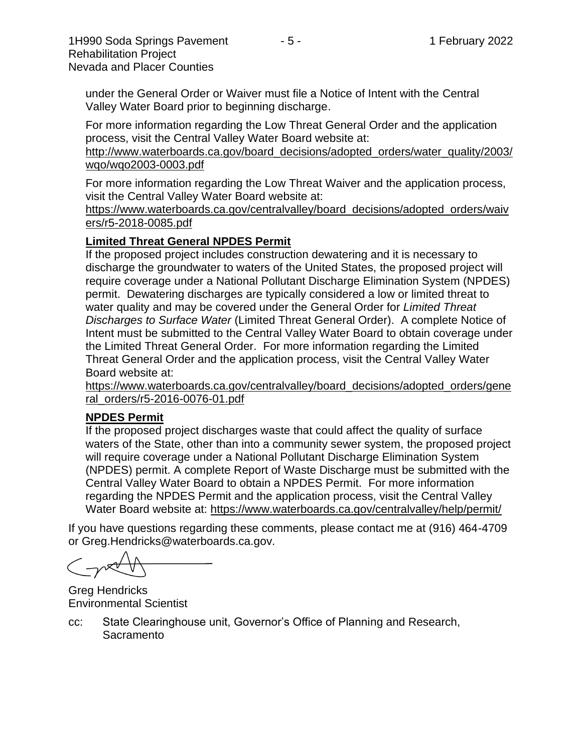under the General Order or Waiver must file a Notice of Intent with the Central Valley Water Board prior to beginning discharge.

For more information regarding the Low Threat General Order and the application process, visit the Central Valley Water Board website at: http://www.waterboards.ca.gov/board_decisions/adopted_orders/water_quality/2003/wqo/wqo2003-0003.pdf

For more information regarding the Low Threat Waiver and the application process, visit the Central Valley Water Board website at: https://www.waterboards.ca.gov/centralvalley/board_decisions/adopted_orders/waivers/r5-2018-0085.pdf

**Limited Threat General NPDES Permit**

If the proposed project includes construction dewatering and it is necessary to discharge the groundwater to waters of the United States, the proposed project will require coverage under a National Pollutant Discharge Elimination System (NPDES) permit. Dewatering discharges are typically considered a low or limited threat to water quality and may be covered under the General Order for *Limited Threat Discharges to Surface Water* (Limited Threat General Order). A complete Notice of Intent must be submitted to the Central Valley Water Board to obtain coverage under the Limited Threat General Order. For more information regarding the Limited Threat General Order and the application process, visit the Central Valley Water Board website at: https://www.waterboards.ca.gov/centralvalley/board_decisions/adopted_orders/general_orders/r5-2016-0076-01.pdf

**NPDES Permit**

If the proposed project discharges waste that could affect the quality of surface waters of the State, other than into a community sewer system, the proposed project will require coverage under a National Pollutant Discharge Elimination System (NPDES) permit. A complete Report of Waste Discharge must be submitted with the Central Valley Water Board to obtain a NPDES Permit. For more information regarding the NPDES Permit and the application process, visit the Central Valley Water Board website at: https://www.waterboards.ca.gov/centralvalley/help/permit/

If you have questions regarding these comments, please contact me at (916) 464-4709 or Greg.Hendricks@waterboards.ca.gov.

Greg Hendricks
Environmental Scientist

cc: State Clearinghouse unit, Governor's Office of Planning and Research, Sacramento